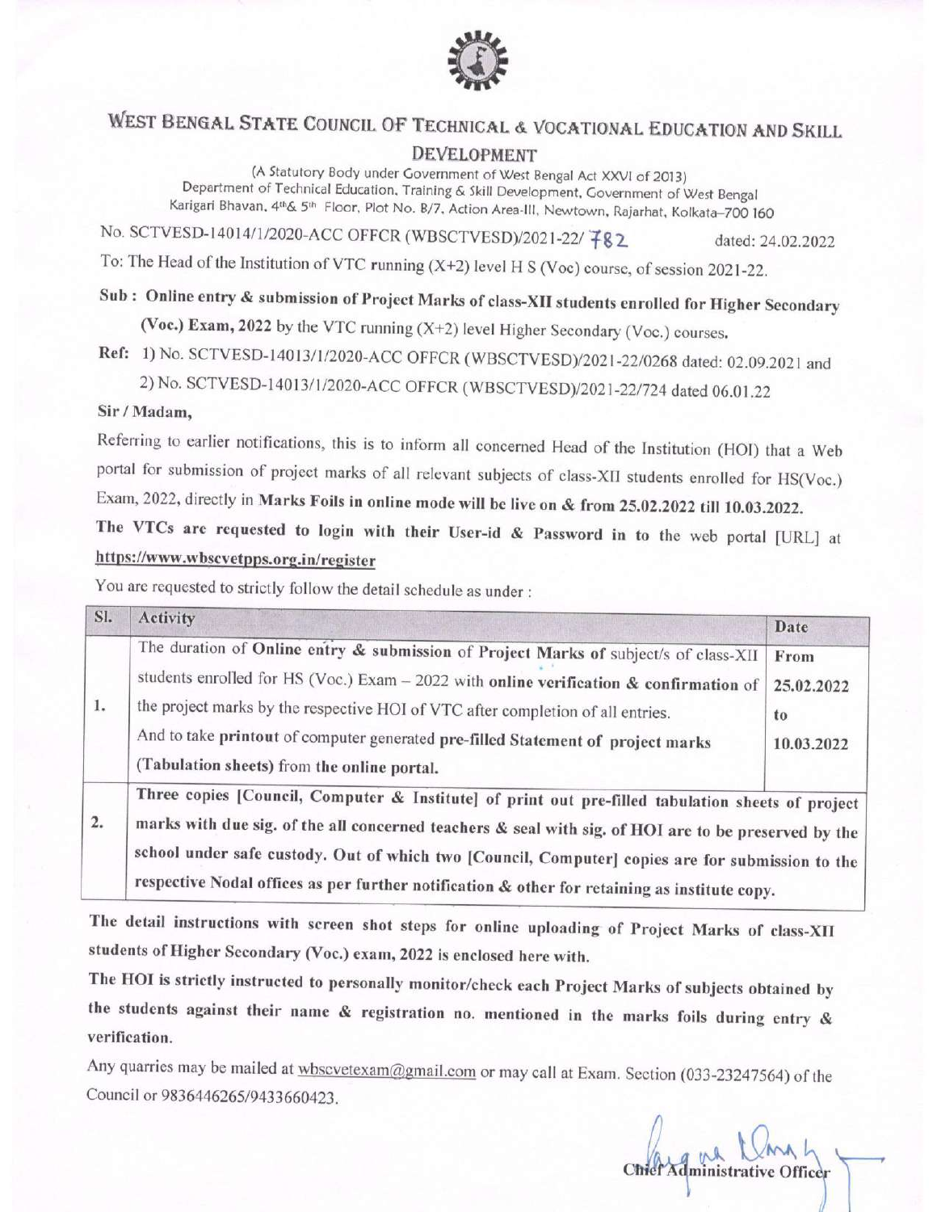# West Bengal State Council of Technical & Vocational Education and Skill Development

(A Statutory Body under Government of West Bengal Act XXVI of 2013)
Department of Technical Education, Training & Skill Development, Government of West Bengal
Karigari Bhavan, 4th & 5th Floor, Plot No. B/7, Action Area-III, Newtown, Rajarhat, Kolkata–700 160

No. SCTVESD-14014/1/2020-ACC OFFCR (WBSCTVESD)/2021-22/ 782 dated: 24.02.2022

To: The Head of the Institution of VTC running (X+2) level H S (Voc) course, of session 2021-22.

**Sub : Online entry & submission of Project Marks of class-XII students enrolled for Higher Secondary (Voc.) Exam, 2022** by the VTC running (X+2) level Higher Secondary (Voc.) courses.

**Ref:** 1) No. SCTVESD-14013/1/2020-ACC OFFCR (WBSCTVESD)/2021-22/0268 dated: 02.09.2021 and
2) No. SCTVESD-14013/1/2020-ACC OFFCR (WBSCTVESD)/2021-22/724 dated 06.01.22

**Sir / Madam,**

Referring to earlier notifications, this is to inform all concerned Head of the Institution (HOI) that a Web portal for submission of project marks of all relevant subjects of class-XII students enrolled for HS(Voc.) Exam, 2022, directly in **Marks Foils in online mode will be live on & from 25.02.2022 till 10.03.2022.**

**The VTCs are requested to login with their User-id & Password in to the web portal [URL] at https://www.wbscvetpps.org.in/register**

You are requested to strictly follow the detail schedule as under :

| Sl. | Activity | Date |
|---|---|---|
| 1. | The duration of **Online entry & submission of Project Marks of** subject/s of class-XII students enrolled for HS (Voc.) Exam – 2022 with **online verification & confirmation of** the project marks by the respective HOI of VTC after completion of all entries. And to take **printout** of computer generated **pre-filled Statement of project marks (Tabulation sheets)** from **the online portal.** | From 25.02.2022 to 10.03.2022 |
| 2. | **Three copies [Council, Computer & Institute] of print out pre-filled tabulation sheets of project marks with due sig. of the all concerned teachers & seal with sig. of HOI are to be preserved by the school under safe custody. Out of which two [Council, Computer] copies are for submission to the respective Nodal offices as per further notification & other for retaining as institute copy.** | |

**The detail instructions with screen shot steps for online uploading of Project Marks of class-XII students of Higher Secondary (Voc.) exam, 2022 is enclosed here with.**

**The HOI is strictly instructed to personally monitor/check each Project Marks of subjects obtained by the students against their name & registration no. mentioned in the marks foils during entry & verification.**

Any quarries may be mailed at wbscvetexam@gmail.com or may call at Exam. Section (033-23247564) of the Council or 9836446265/9433660423.

Chief Administrative Officer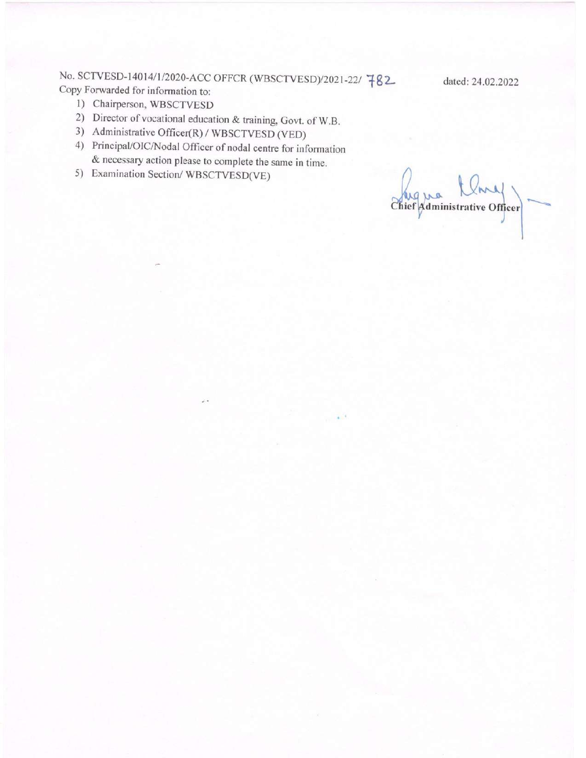No. SCTVESD-14014/1/2020-ACC OFFCR (WBSCTVESD)/2021-22/ 782 dated: 24.02.2022

Copy Forwarded for information to:

1) Chairperson, WBSCTVESD
2) Director of vocational education & training, Govt. of W.B.
3) Administrative Officer(R) / WBSCTVESD (VED)
4) Principal/OIC/Nodal Officer of nodal centre for information & necessary action please to complete the same in time.
5) Examination Section/ WBSCTVESD(VE)

Chief Administrative Officer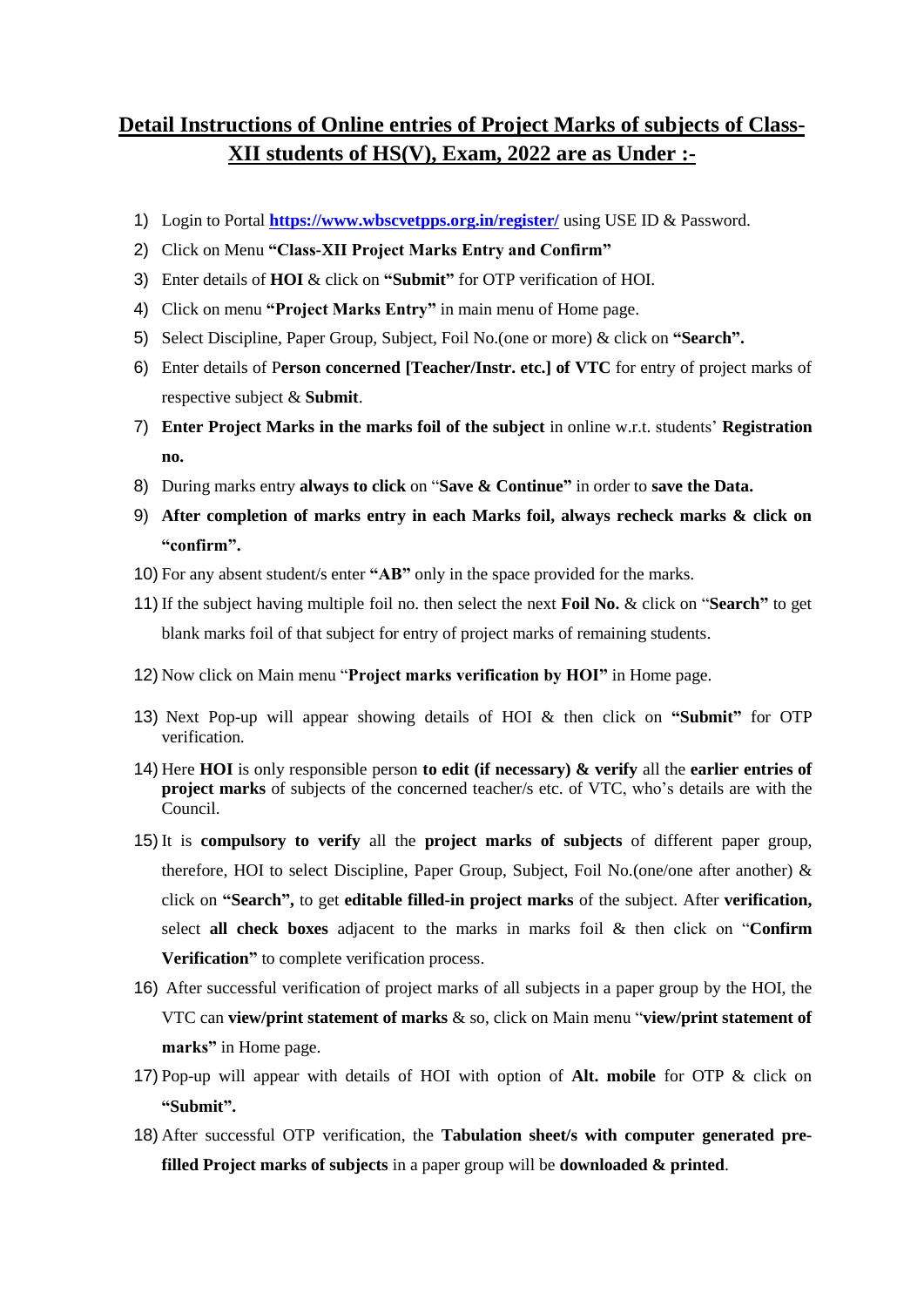# Detail Instructions of Online entries of Project Marks of subjects of Class-XII students of HS(V), Exam, 2022 are as Under :-

1) Login to Portal **https://www.wbscvetpps.org.in/register/** using USE ID & Password.
2) Click on Menu **"Class-XII Project Marks Entry and Confirm"**
3) Enter details of **HOI** & click on **"Submit"** for OTP verification of HOI.
4) Click on menu **"Project Marks Entry"** in main menu of Home page.
5) Select Discipline, Paper Group, Subject, Foil No.(one or more) & click on **"Search".**
6) Enter details of P**erson concerned [Teacher/Instr. etc.] of VTC** for entry of project marks of respective subject & **Submit**.
7) **Enter Project Marks in the marks foil of the subject** in online w.r.t. students' **Registration no.**
8) During marks entry **always to click** on "**Save & Continue"** in order to **save the Data.**
9) **After completion of marks entry in each Marks foil, always recheck marks & click on "confirm".**
10) For any absent student/s enter **"AB"** only in the space provided for the marks.
11) If the subject having multiple foil no. then select the next **Foil No.** & click on "**Search"** to get blank marks foil of that subject for entry of project marks of remaining students.
12) Now click on Main menu "**Project marks verification by HOI"** in Home page.
13) Next Pop-up will appear showing details of HOI & then click on **"Submit"** for OTP verification.
14) Here **HOI** is only responsible person **to edit (if necessary) & verify** all the **earlier entries of project marks** of subjects of the concerned teacher/s etc. of VTC, who's details are with the Council.
15) It is **compulsory to verify** all the **project marks of subjects** of different paper group, therefore, HOI to select Discipline, Paper Group, Subject, Foil No.(one/one after another) & click on **"Search",** to get **editable filled-in project marks** of the subject. After **verification,** select **all check boxes** adjacent to the marks in marks foil & then click on "**Confirm Verification"** to complete verification process.
16) After successful verification of project marks of all subjects in a paper group by the HOI, the VTC can **view/print statement of marks** & so, click on Main menu "**view/print statement of marks"** in Home page.
17) Pop-up will appear with details of HOI with option of **Alt. mobile** for OTP & click on **"Submit".**
18) After successful OTP verification, the **Tabulation sheet/s with computer generated pre-filled Project marks of subjects** in a paper group will be **downloaded & printed**.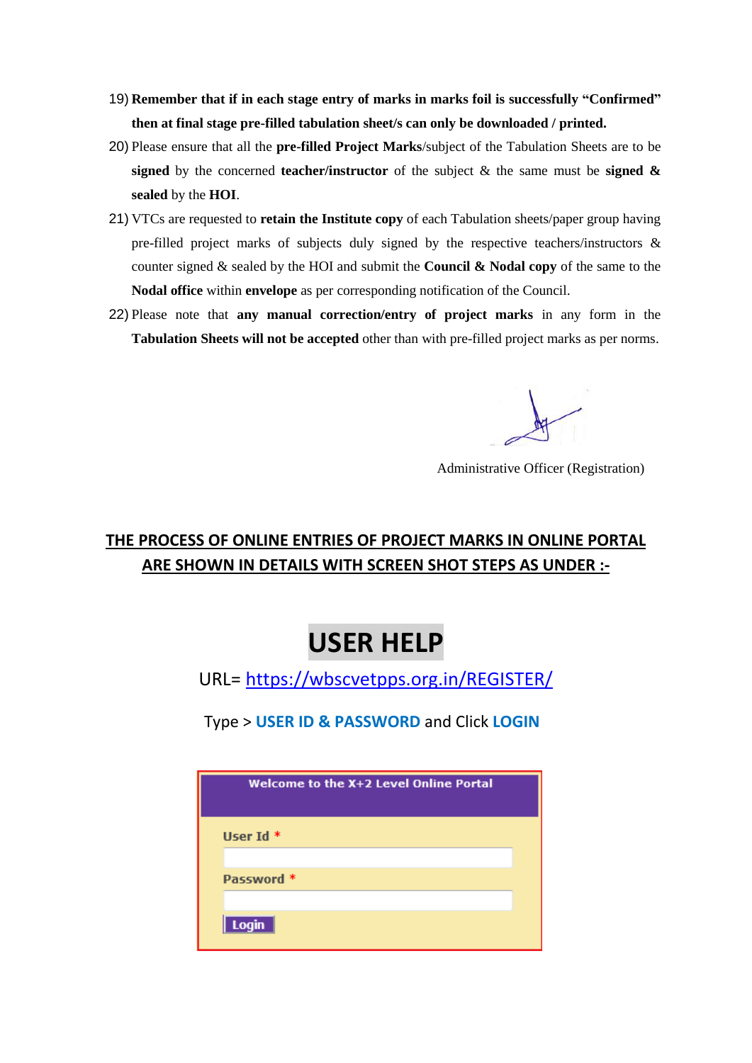19) **Remember that if in each stage entry of marks in marks foil is successfully "Confirmed" then at final stage pre-filled tabulation sheet/s can only be downloaded / printed.**

20) Please ensure that all the **pre-filled Project Marks**/subject of the Tabulation Sheets are to be **signed** by the concerned **teacher/instructor** of the subject & the same must be **signed & sealed** by the **HOI**.

21) VTCs are requested to **retain the Institute copy** of each Tabulation sheets/paper group having pre-filled project marks of subjects duly signed by the respective teachers/instructors & counter signed & sealed by the HOI and submit the **Council & Nodal copy** of the same to the **Nodal office** within **envelope** as per corresponding notification of the Council.

22) Please note that **any manual correction/entry of project marks** in any form in the **Tabulation Sheets will not be accepted** other than with pre-filled project marks as per norms.

Administrative Officer (Registration)

**THE PROCESS OF ONLINE ENTRIES OF PROJECT MARKS IN ONLINE PORTAL ARE SHOWN IN DETAILS WITH SCREEN SHOT STEPS AS UNDER :-**

# USER HELP

URL= https://wbscvetpps.org.in/REGISTER/

Type > **USER ID & PASSWORD** and Click **LOGIN**

Welcome to the X+2 Level Online Portal

User Id *

Password *

Login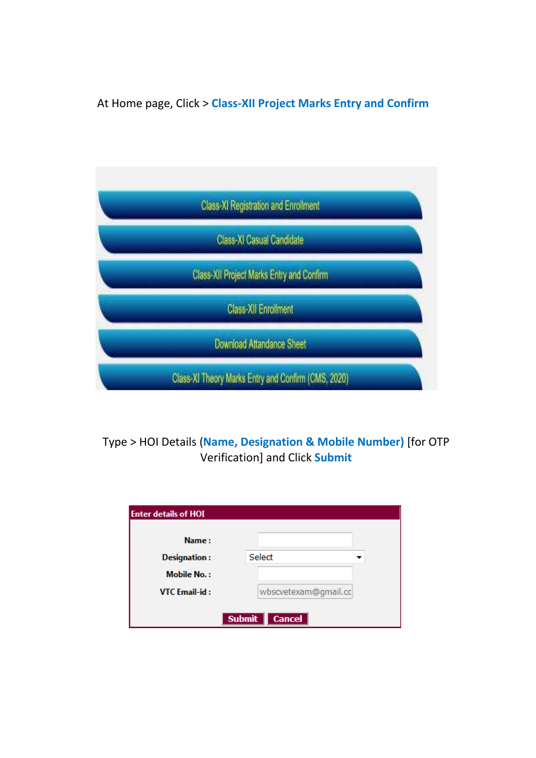At Home page, Click > **Class-XII Project Marks Entry and Confirm**

Class-XI Registration and Enrollment

Class-XI Casual Candidate

Class-XII Project Marks Entry and Confirm

Class-XII Enrollment

Download Attandance Sheet

Class-XI Theory Marks Entry and Confirm (CMS, 2020)

Type > HOI Details (**Name, Designation & Mobile Number)** [for OTP Verification] and Click **Submit**

**Enter details of HOI**

**Name :**

**Designation :** Select

**Mobile No. :**

**VTC Email-id :** wbscvetexam@gmail.cc

**Submit** **Cancel**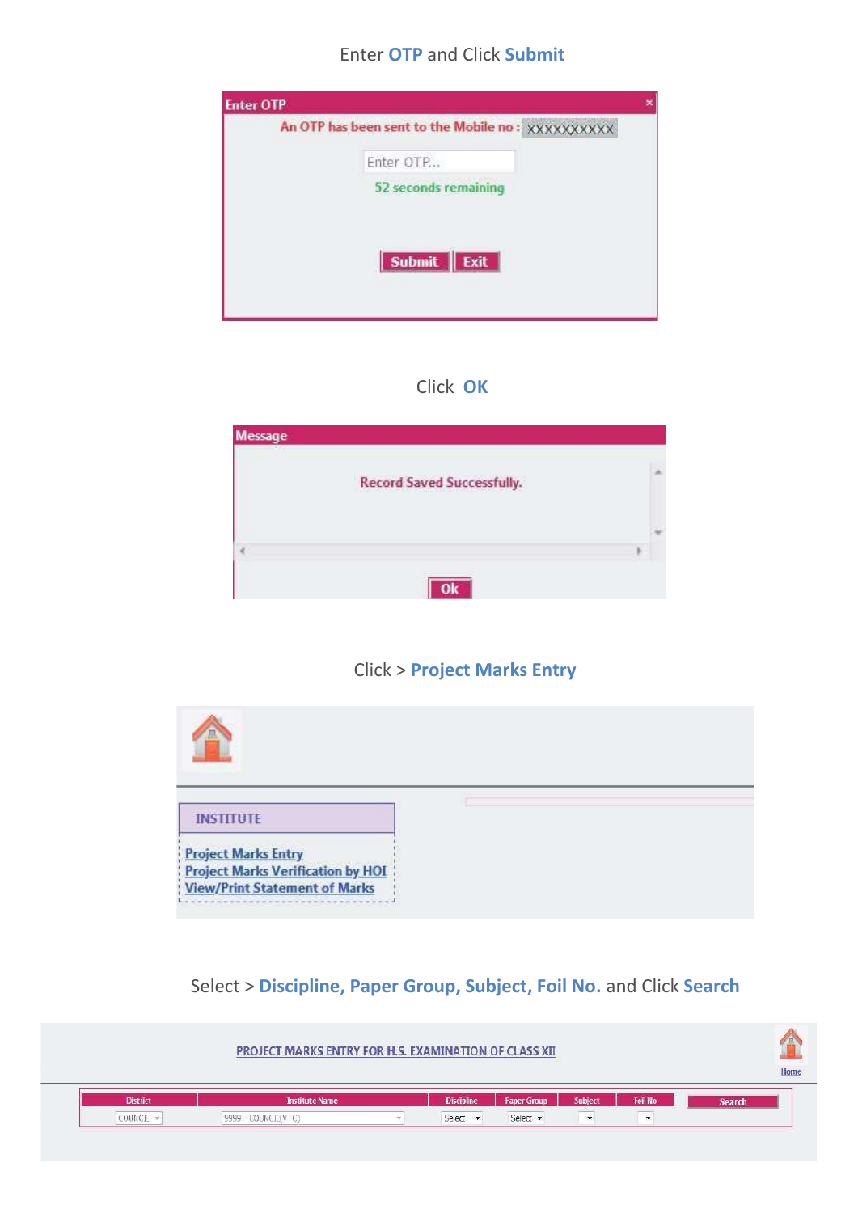Enter **OTP** and Click **Submit**

**Enter OTP**

An OTP has been sent to the Mobile no : XXXXXXXXXX

Enter OTP...

52 seconds remaining

Submit | Exit

Click **OK**

**Message**

Record Saved Successfully.

Ok

Click > **Project Marks Entry**

**INSTITUTE**

- Project Marks Entry
- Project Marks Verification by HOI
- View/Print Statement of Marks

Select > **Discipline, Paper Group, Subject, Foil No.** and Click **Search**

PROJECT MARKS ENTRY FOR H.S. EXAMINATION OF CLASS XII

Home

| District | Institute Name | Discipline | Paper Group | Subject | Foil No | Search |
|---|---|---|---|---|---|---|
| COUNCIL | 9999 - COUNCIL(VTC) | Select | Select | | | |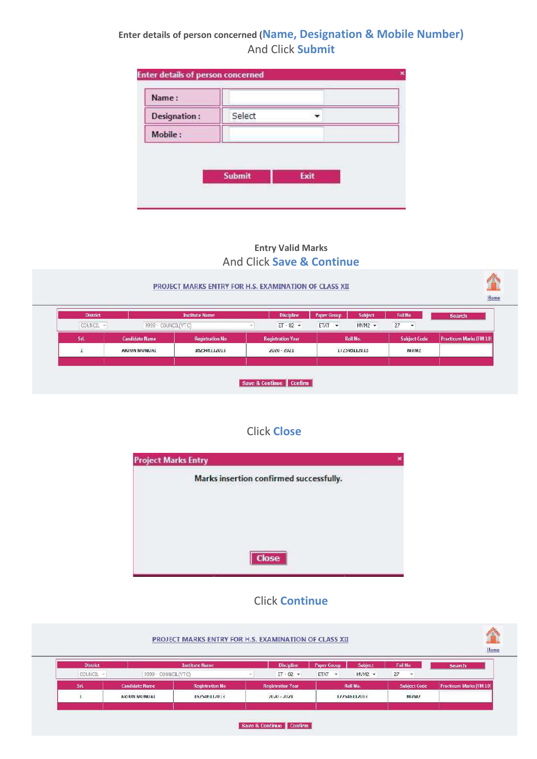Enter details of person concerned (**Name, Designation & Mobile Number)**

And Click **Submit**

**Enter details of person concerned**

| Name : | |
|---|---|
| Designation : | Select |
| Mobile : | |

Submit | Exit

Entry Valid Marks

And Click **Save & Continue**

PROJECT MARKS ENTRY FOR H.S. EXAMINATION OF CLASS XII

Home

| District | Institute Name | Discipline | Paper Group | Subject | Foil No | |
|---|---|---|---|---|---|---|
| COUNCIL | 9999 - COUNCIL(VTC) | ET - 02 | ETAT | MVM2 | 27 | Search |

| Srl. | Candidate Name | Registration No | Registration Year | Roll No. | Subject Code | Practicum Marks [FM 10] |
|---|---|---|---|---|---|---|
| 1 | ARJUN MONDAL | 162540112013 | 2020 - 2021 | 172540112013 | MVM2 | |

Save & Continue | Confirm

Click **Close**

**Project Marks Entry**

Marks insertion confirmed successfully.

Close

Click **Continue**

PROJECT MARKS ENTRY FOR H.S. EXAMINATION OF CLASS XII

Home

| District | Institute Name | Discipline | Paper Group | Subject | Foil No | |
|---|---|---|---|---|---|---|
| COUNCIL | 9999 - COUNCIL(VTC) | ET - 02 | ETAT | MVM2 | 27 | Search |

| Srl. | Candidate Name | Registration No | Registration Year | Roll No. | Subject Code | Practicum Marks [FM 10] |
|---|---|---|---|---|---|---|
| 1 | ARJUN MONDAL | 162540112013 | 2020 - 2021 | 172540112013 | MVM2 | |

Save & Continue | Confirm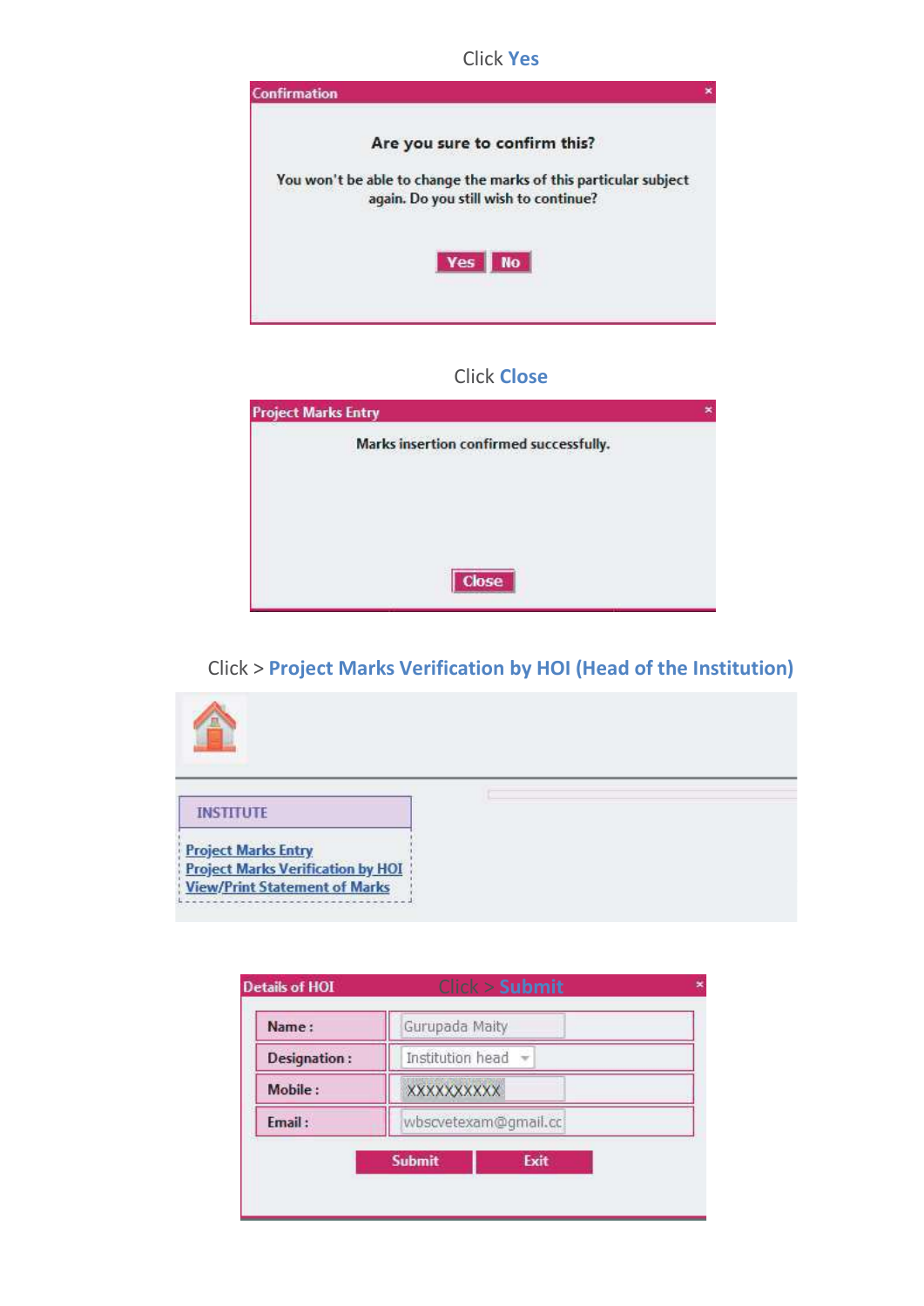Click **Yes**

**Confirmation**

**Are you sure to confirm this?**

You won't be able to change the marks of this particular subject again. Do you still wish to continue?

Yes | No

Click **Close**

**Project Marks Entry**

Marks insertion confirmed successfully.

Close

Click > **Project Marks Verification by HOI (Head of the Institution)**

INSTITUTE

- Project Marks Entry
- Project Marks Verification by HOI
- View/Print Statement of Marks

**Details of HOI** Click > **Submit**

| | |
|---|---|
| Name : | Gurupada Maity |
| Designation : | Institution head |
| Mobile : | XXXXXXXXXX |
| Email : | wbscvetexam@gmail.cc |

Submit | Exit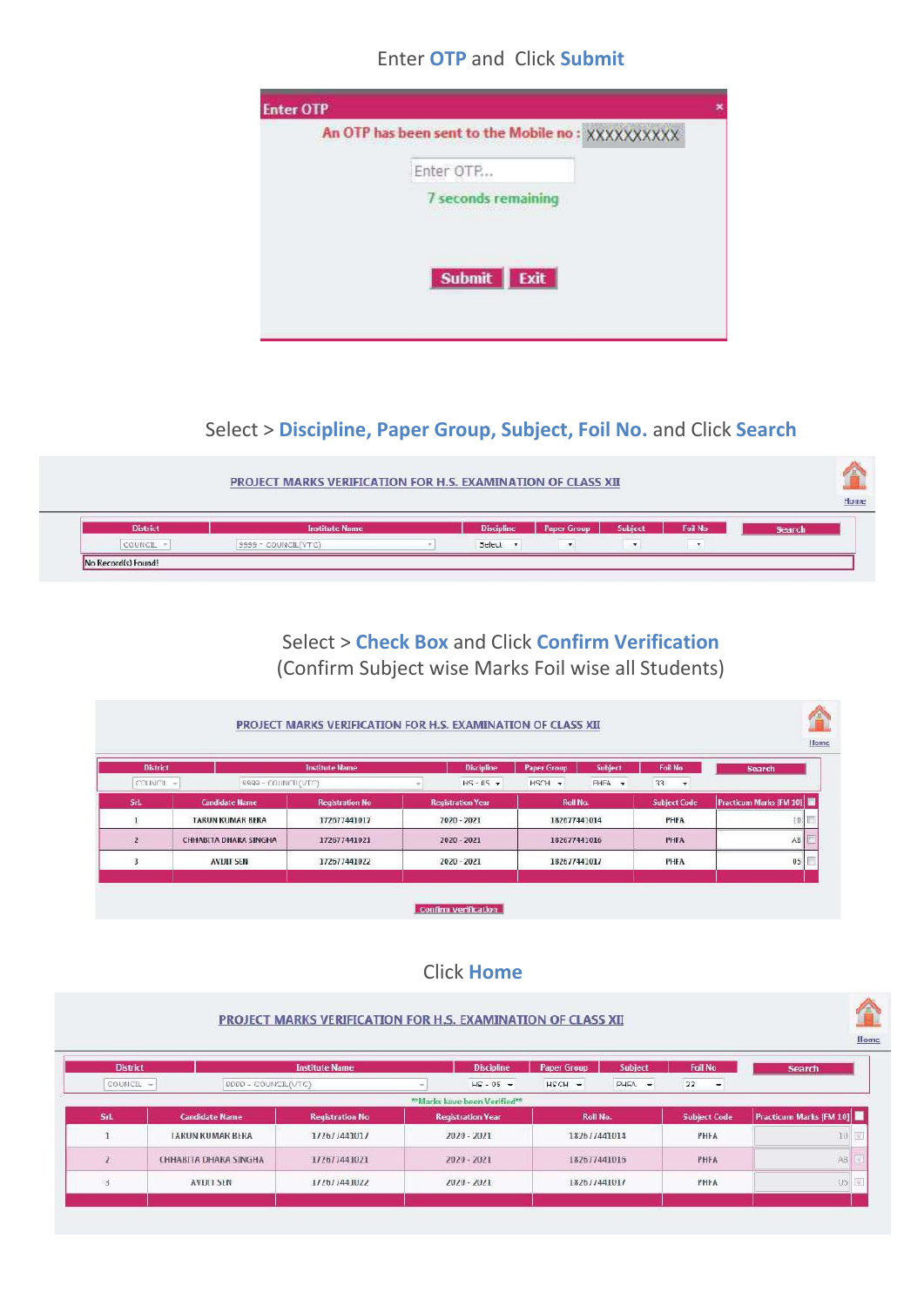Enter **OTP** and Click **Submit**

**Enter OTP**

An OTP has been sent to the Mobile no : XXXXXXXXXX

Enter OTP...

7 seconds remaining

Submit | Exit

Select > **Discipline, Paper Group, Subject, Foil No.** and Click **Search**

PROJECT MARKS VERIFICATION FOR H.S. EXAMINATION OF CLASS XII

Home

| District | Institute Name | Discipline | Paper Group | Subject | Foil No | Search |
|---|---|---|---|---|---|---|
| COUNCIL | 9999 - COUNCIL(VTC) | Select | | | | |

No Record(s) Found!

Select > **Check Box** and Click **Confirm Verification**
(Confirm Subject wise Marks Foil wise all Students)

PROJECT MARKS VERIFICATION FOR H.S. EXAMINATION OF CLASS XII

Home

| District | Institute Name | Discipline | Paper Group | Subject | Foil No | Search |
|---|---|---|---|---|---|---|
| COUNCIL | 9999 - COUNCIL(VTC) | HS - 05 | HSCH | PHFA | 33 | |

| Srl. | Candidate Name | Registration No | Registration Year | Roll No. | Subject Code | Practicum Marks [FM 10] |
|---|---|---|---|---|---|---|
| 1 | TARUN KUMAR BERA | 172677441017 | 2020 - 2021 | 182677441014 | PHFA | 10 |
| 2 | CHHABITA DHARA SINGHA | 172677441021 | 2020 - 2021 | 182677441016 | PHFA | AB |
| 3 | AVIJIT SEN | 172577441022 | 2020 - 2021 | 182677441017 | PHFA | 05 |

Confirm Verification

Click **Home**

PROJECT MARKS VERIFICATION FOR H.S. EXAMINATION OF CLASS XII

Home

| District | Institute Name | Discipline | Paper Group | Subject | Foil No | Search |
|---|---|---|---|---|---|---|
| COUNCIL | 9999 - COUNCIL(VTC) | HS - 05 | HSCH | PHFA | 33 | |

**Marks have been Verified**

| Srl. | Candidate Name | Registration No | Registration Year | Roll No. | Subject Code | Practicum Marks [FM 10] |
|---|---|---|---|---|---|---|
| 1 | TARUN KUMAR BERA | 172677441017 | 2020 - 2021 | 182677441014 | PHFA | 10 |
| 2 | CHHABITA DHARA SINGHA | 172677441021 | 2020 - 2021 | 182677441016 | PHFA | AB |
| 3 | AVIJIT SEN | 172677441022 | 2020 - 2021 | 182677441017 | PHFA | 05 |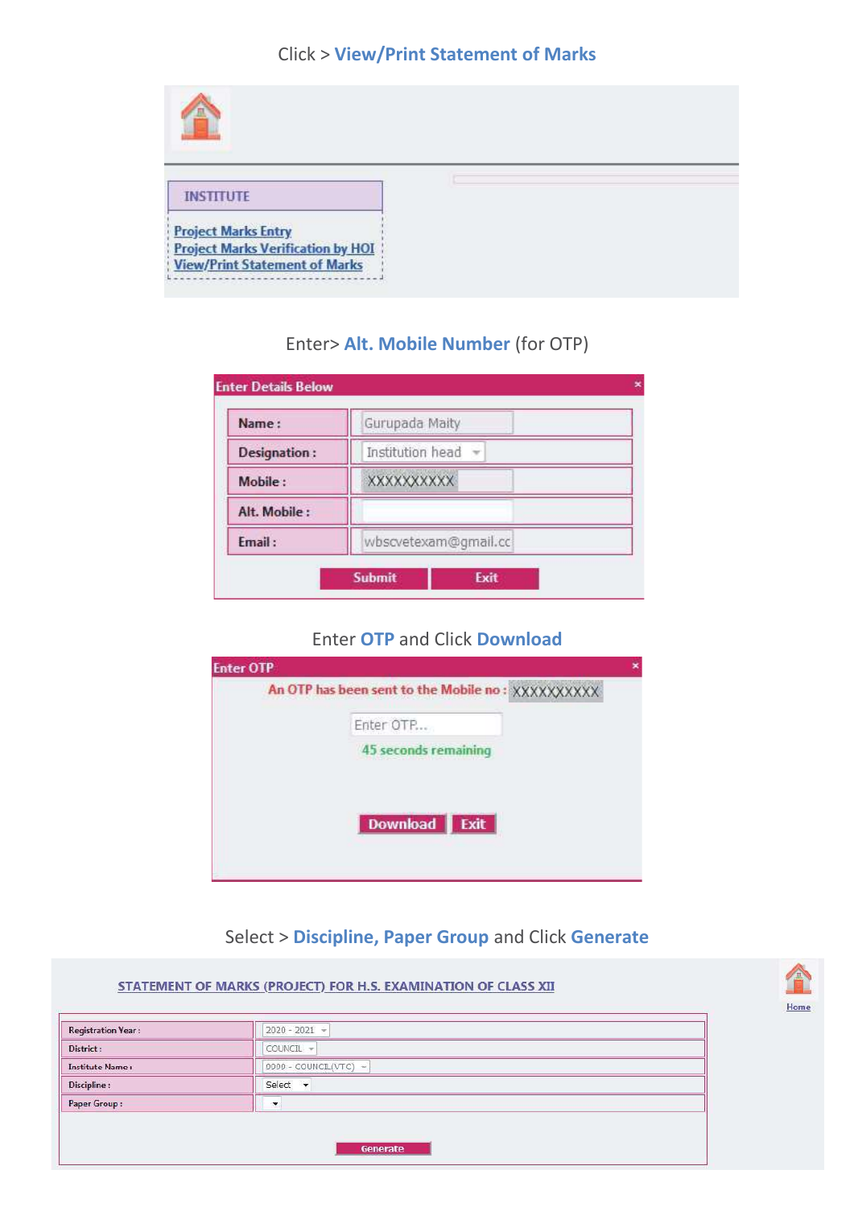Click > **View/Print Statement of Marks**

INSTITUTE

Project Marks Entry
Project Marks Verification by HOI
View/Print Statement of Marks

Enter> **Alt. Mobile Number** (for OTP)

**Enter Details Below**

| | |
|---|---|
| Name : | Gurupada Maity |
| Designation : | Institution head |
| Mobile : | XXXXXXXXXX |
| Alt. Mobile : | |
| Email : | wbscvetexam@gmail.cc |

Submit | Exit

Enter **OTP** and Click **Download**

**Enter OTP**

An OTP has been sent to the Mobile no : XXXXXXXXXX

Enter OTP...

45 seconds remaining

Download | Exit

Select > **Discipline, Paper Group** and Click **Generate**

STATEMENT OF MARKS (PROJECT) FOR H.S. EXAMINATION OF CLASS XII

Home

| | |
|---|---|
| Registration Year : | 2020 - 2021 |
| District : | COUNCIL |
| Institute Name : | 0000 - COUNCIL(VTC) |
| Discipline : | Select |
| Paper Group : | |

Generate